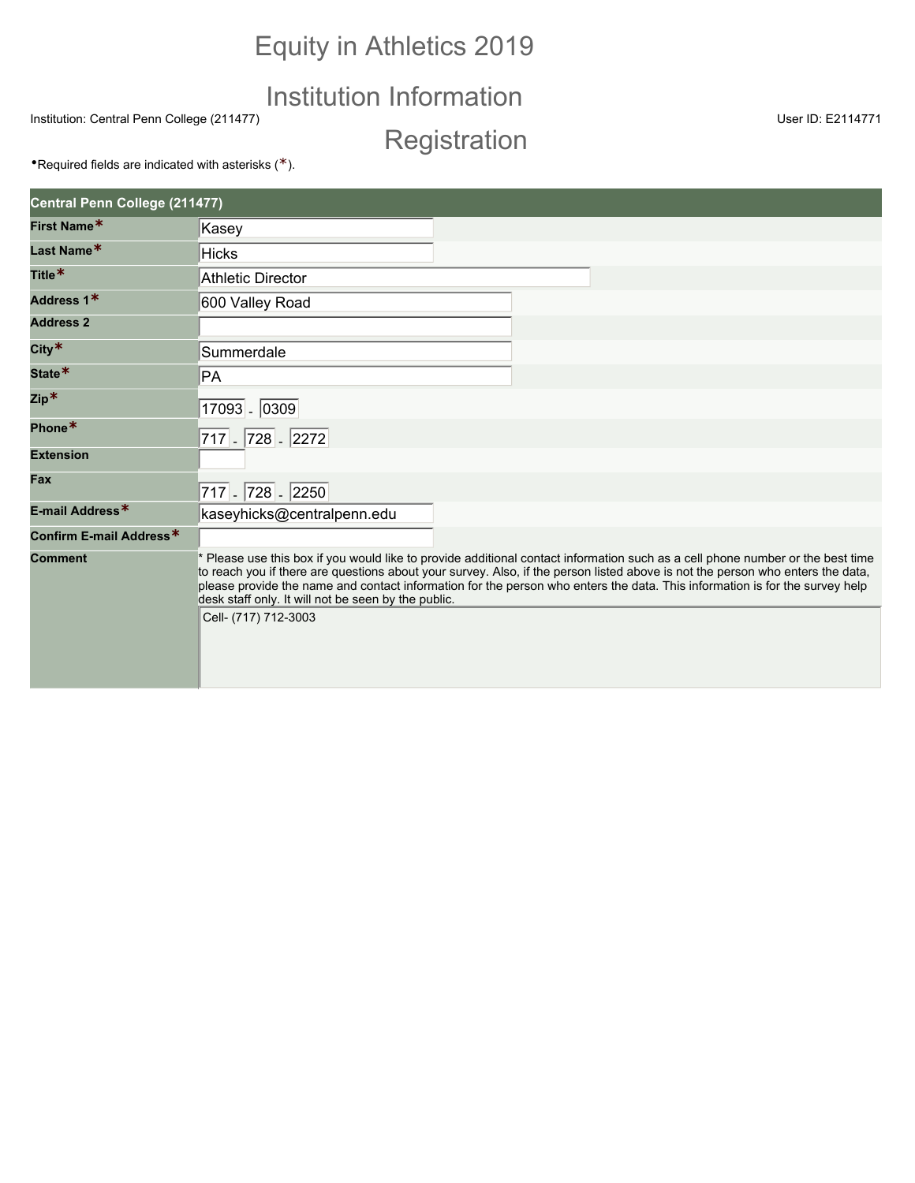# Equity in Athletics 2019

## Institution Information

Institution: Central Penn College (211477)

User ID: E2114771

## Registration

•Required fields are indicated with asterisks (*).

| Central Penn College (211477) | |
|---|---|
| First Name* | Kasey |
| Last Name* | Hicks |
| Title* | Athletic Director |
| Address 1* | 600 Valley Road |
| Address 2 | |
| City* | Summerdale |
| State* | PA |
| Zip* | 17093 - 0309 |
| Phone* | 717 - 728 - 2272 |
| Extension | |
| Fax | 717 - 728 - 2250 |
| E-mail Address* | kaseyhicks@centralpenn.edu |
| Confirm E-mail Address* | |
| Comment | * Please use this box if you would like to provide additional contact information such as a cell phone number or the best time to reach you if there are questions about your survey. Also, if the person listed above is not the person who enters the data, please provide the name and contact information for the person who enters the data. This information is for the survey help desk staff only. It will not be seen by the public.<br><br>Cell- (717) 712-3003 |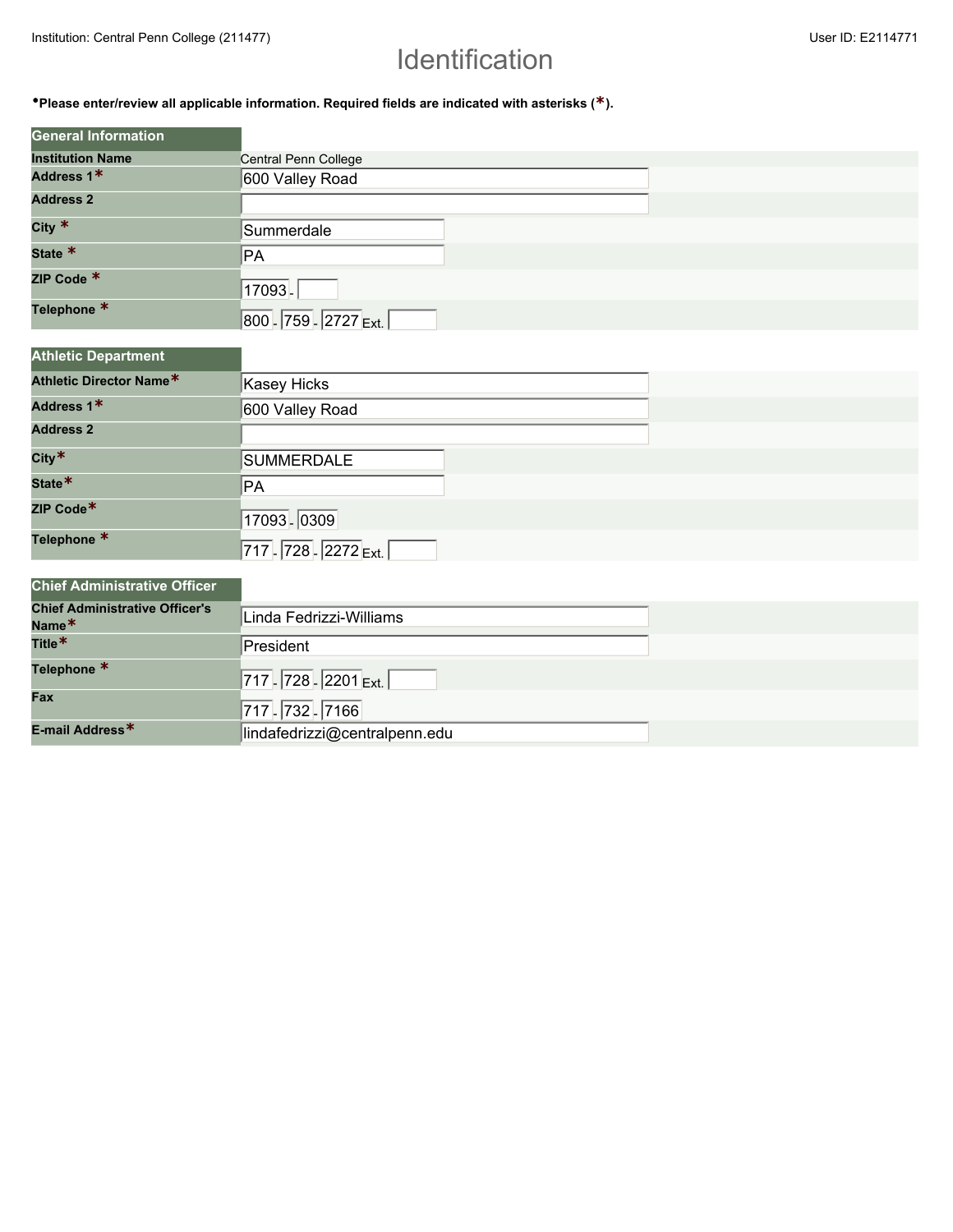Institution: Central Penn College (211477)

User ID: E2114771

# Identification

•**Please enter/review all applicable information. Required fields are indicated with asterisks (*).**

| General Information | |
|---|---|
| **Institution Name** | Central Penn College |
| **Address 1*** | 600 Valley Road |
| **Address 2** | |
| **City *** | Summerdale |
| **State *** | PA |
| **ZIP Code *** | 17093 - |
| **Telephone *** | 800 - 759 - 2727 Ext. |

| Athletic Department | |
|---|---|
| **Athletic Director Name*** | Kasey Hicks |
| **Address 1*** | 600 Valley Road |
| **Address 2** | |
| **City*** | SUMMERDALE |
| **State*** | PA |
| **ZIP Code*** | 17093 - 0309 |
| **Telephone *** | 717 - 728 - 2272 Ext. |

| Chief Administrative Officer | |
|---|---|
| **Chief Administrative Officer's Name*** | Linda Fedrizzi-Williams |
| **Title*** | President |
| **Telephone *** | 717 - 728 - 2201 Ext. |
| **Fax** | 717 - 732 - 7166 |
| **E-mail Address*** | lindafedrizzi@centralpenn.edu |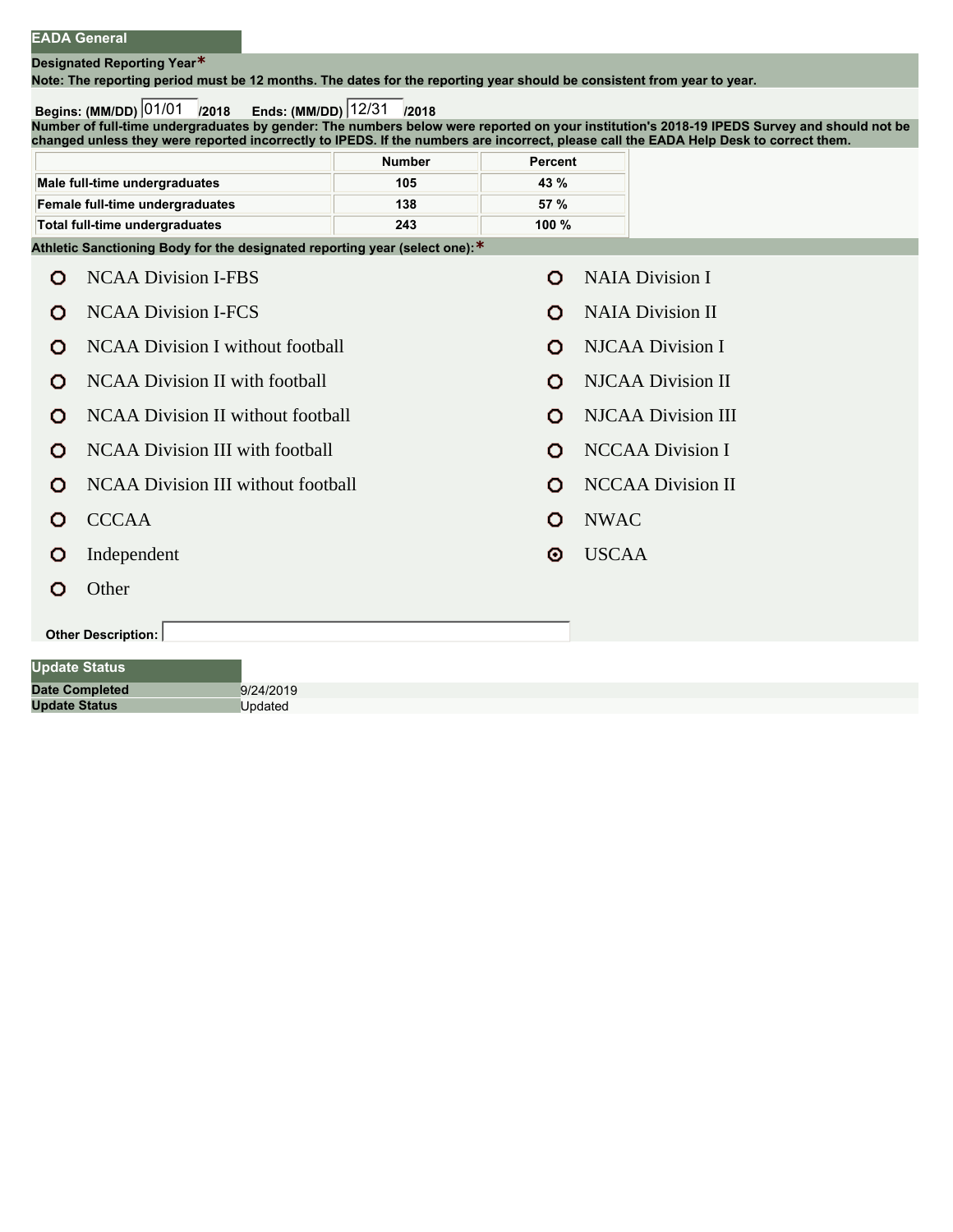## EADA General

**Designated Reporting Year***

**Note: The reporting period must be 12 months. The dates for the reporting year should be consistent from year to year.**

**Begins: (MM/DD)** 01/01 **/2018** **Ends: (MM/DD)** 12/31 **/2018**

**Number of full-time undergraduates by gender: The numbers below were reported on your institution's 2018-19 IPEDS Survey and should not be changed unless they were reported incorrectly to IPEDS. If the numbers are incorrect, please call the EADA Help Desk to correct them.**

| | Number | Percent |
|---|---|---|
| Male full-time undergraduates | 105 | 43 % |
| Female full-time undergraduates | 138 | 57 % |
| Total full-time undergraduates | 243 | 100 % |

**Athletic Sanctioning Body for the designated reporting year (select one):***

- ○ NCAA Division I-FBS
- ○ NCAA Division I-FCS
- ○ NCAA Division I without football
- ○ NCAA Division II with football
- ○ NCAA Division II without football
- ○ NCAA Division III with football
- ○ NCAA Division III without football
- ○ CCCAA
- ○ Independent
- ○ Other
- ○ NAIA Division I
- ○ NAIA Division II
- ○ NJCAA Division I
- ○ NJCAA Division II
- ○ NJCAA Division III
- ○ NCCAA Division I
- ○ NCCAA Division II
- ○ NWAC
- ◉ USCAA

**Other Description:**

## Update Status

| | |
|---|---|
| **Date Completed** | 9/24/2019 |
| **Update Status** | Updated |